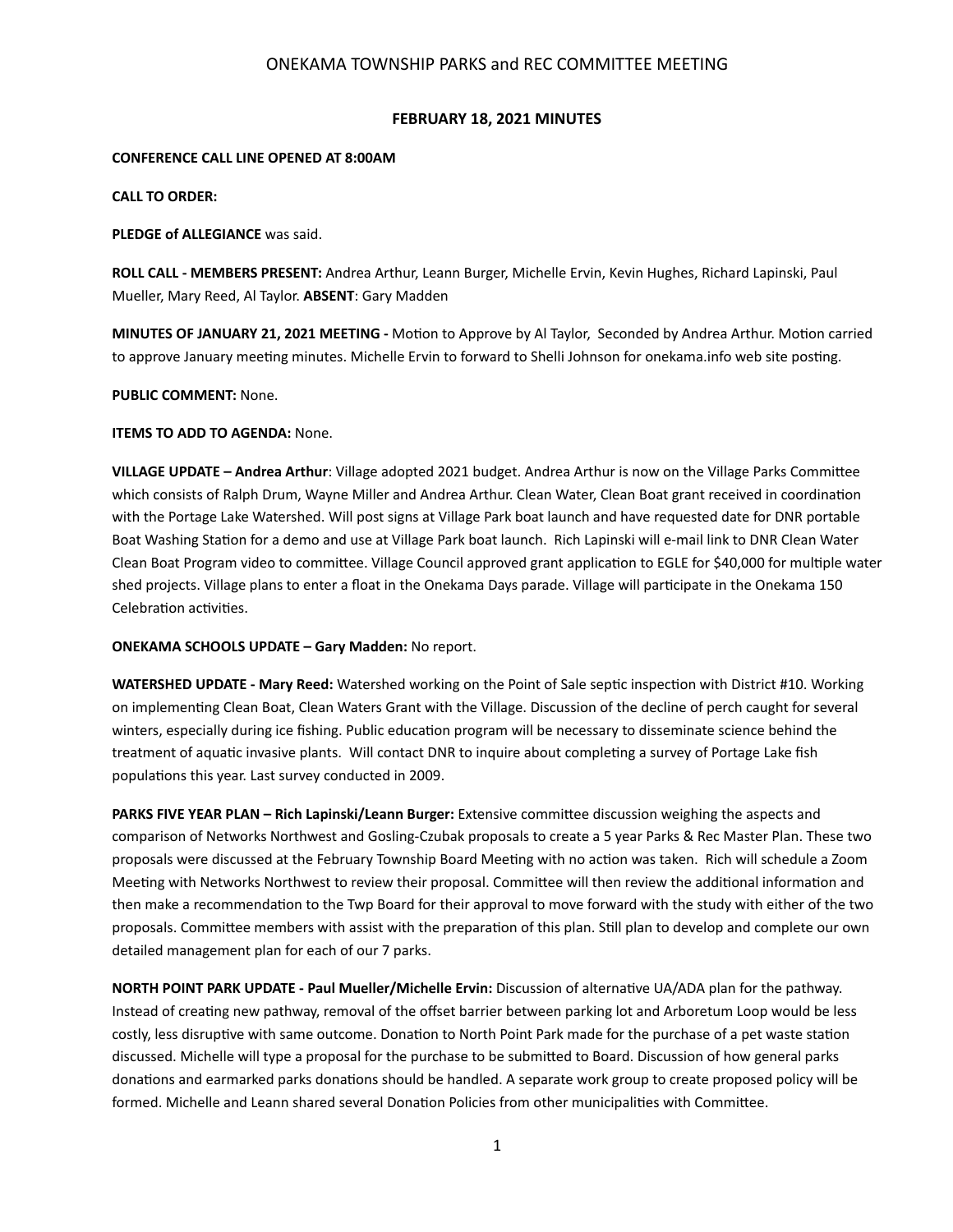# ONEKAMA TOWNSHIP PARKS and REC COMMITTEE MEETING

## FEBRUARY 18, 2021 MINUTES

**CONFERENCE CALL LINE OPENED AT 8:00AM**

**CALL TO ORDER:**

**PLEDGE of ALLEGIANCE** was said.

**ROLL CALL - MEMBERS PRESENT:** Andrea Arthur, Leann Burger, Michelle Ervin, Kevin Hughes, Richard Lapinski, Paul Mueller, Mary Reed, Al Taylor. **ABSENT**: Gary Madden

**MINUTES OF JANUARY 21, 2021 MEETING -** Motion to Approve by Al Taylor, Seconded by Andrea Arthur. Motion carried to approve January meeting minutes. Michelle Ervin to forward to Shelli Johnson for onekama.info web site posting.

**PUBLIC COMMENT:** None.

**ITEMS TO ADD TO AGENDA:** None.

**VILLAGE UPDATE – Andrea Arthur**: Village adopted 2021 budget. Andrea Arthur is now on the Village Parks Committee which consists of Ralph Drum, Wayne Miller and Andrea Arthur. Clean Water, Clean Boat grant received in coordination with the Portage Lake Watershed. Will post signs at Village Park boat launch and have requested date for DNR portable Boat Washing Station for a demo and use at Village Park boat launch. Rich Lapinski will e-mail link to DNR Clean Water Clean Boat Program video to committee. Village Council approved grant application to EGLE for $40,000 for multiple water shed projects. Village plans to enter a float in the Onekama Days parade. Village will participate in the Onekama 150 Celebration activities.

**ONEKAMA SCHOOLS UPDATE – Gary Madden:** No report.

**WATERSHED UPDATE - Mary Reed:** Watershed working on the Point of Sale septic inspection with District #10. Working on implementing Clean Boat, Clean Waters Grant with the Village. Discussion of the decline of perch caught for several winters, especially during ice fishing. Public education program will be necessary to disseminate science behind the treatment of aquatic invasive plants. Will contact DNR to inquire about completing a survey of Portage Lake fish populations this year. Last survey conducted in 2009.

**PARKS FIVE YEAR PLAN – Rich Lapinski/Leann Burger:** Extensive committee discussion weighing the aspects and comparison of Networks Northwest and Gosling-Czubak proposals to create a 5 year Parks & Rec Master Plan. These two proposals were discussed at the February Township Board Meeting with no action was taken. Rich will schedule a Zoom Meeting with Networks Northwest to review their proposal. Committee will then review the additional information and then make a recommendation to the Twp Board for their approval to move forward with the study with either of the two proposals. Committee members with assist with the preparation of this plan. Still plan to develop and complete our own detailed management plan for each of our 7 parks.

**NORTH POINT PARK UPDATE - Paul Mueller/Michelle Ervin:** Discussion of alternative UA/ADA plan for the pathway. Instead of creating new pathway, removal of the offset barrier between parking lot and Arboretum Loop would be less costly, less disruptive with same outcome. Donation to North Point Park made for the purchase of a pet waste station discussed. Michelle will type a proposal for the purchase to be submitted to Board. Discussion of how general parks donations and earmarked parks donations should be handled. A separate work group to create proposed policy will be formed. Michelle and Leann shared several Donation Policies from other municipalities with Committee.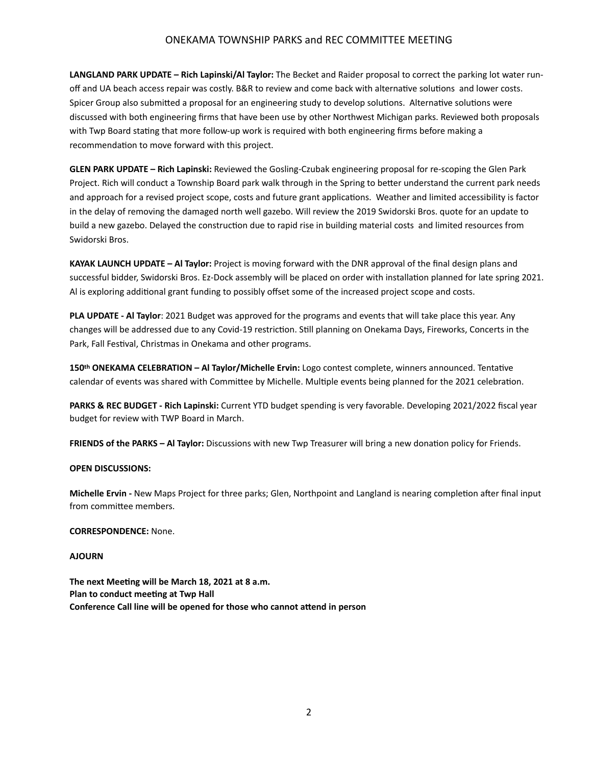**LANGLAND PARK UPDATE – Rich Lapinski/Al Taylor:** The Becket and Raider proposal to correct the parking lot water run-off and UA beach access repair was costly. B&R to review and come back with alternative solutions and lower costs. Spicer Group also submitted a proposal for an engineering study to develop solutions. Alternative solutions were discussed with both engineering firms that have been use by other Northwest Michigan parks. Reviewed both proposals with Twp Board stating that more follow-up work is required with both engineering firms before making a recommendation to move forward with this project.

**GLEN PARK UPDATE – Rich Lapinski:** Reviewed the Gosling-Czubak engineering proposal for re-scoping the Glen Park Project. Rich will conduct a Township Board park walk through in the Spring to better understand the current park needs and approach for a revised project scope, costs and future grant applications. Weather and limited accessibility is factor in the delay of removing the damaged north well gazebo. Will review the 2019 Swidorski Bros. quote for an update to build a new gazebo. Delayed the construction due to rapid rise in building material costs and limited resources from Swidorski Bros.

**KAYAK LAUNCH UPDATE – Al Taylor:** Project is moving forward with the DNR approval of the final design plans and successful bidder, Swidorski Bros. Ez-Dock assembly will be placed on order with installation planned for late spring 2021. Al is exploring additional grant funding to possibly offset some of the increased project scope and costs.

**PLA UPDATE - Al Taylor**: 2021 Budget was approved for the programs and events that will take place this year. Any changes will be addressed due to any Covid-19 restriction. Still planning on Onekama Days, Fireworks, Concerts in the Park, Fall Festival, Christmas in Onekama and other programs.

**150th ONEKAMA CELEBRATION – Al Taylor/Michelle Ervin:** Logo contest complete, winners announced. Tentative calendar of events was shared with Committee by Michelle. Multiple events being planned for the 2021 celebration.

**PARKS & REC BUDGET - Rich Lapinski:** Current YTD budget spending is very favorable. Developing 2021/2022 fiscal year budget for review with TWP Board in March.

**FRIENDS of the PARKS – Al Taylor:** Discussions with new Twp Treasurer will bring a new donation policy for Friends.

**OPEN DISCUSSIONS:**

**Michelle Ervin -** New Maps Project for three parks; Glen, Northpoint and Langland is nearing completion after final input from committee members.

**CORRESPONDENCE:** None.

**AJOURN**

**The next Meeting will be March 18, 2021 at 8 a.m.**
**Plan to conduct meeting at Twp Hall**
**Conference Call line will be opened for those who cannot attend in person**